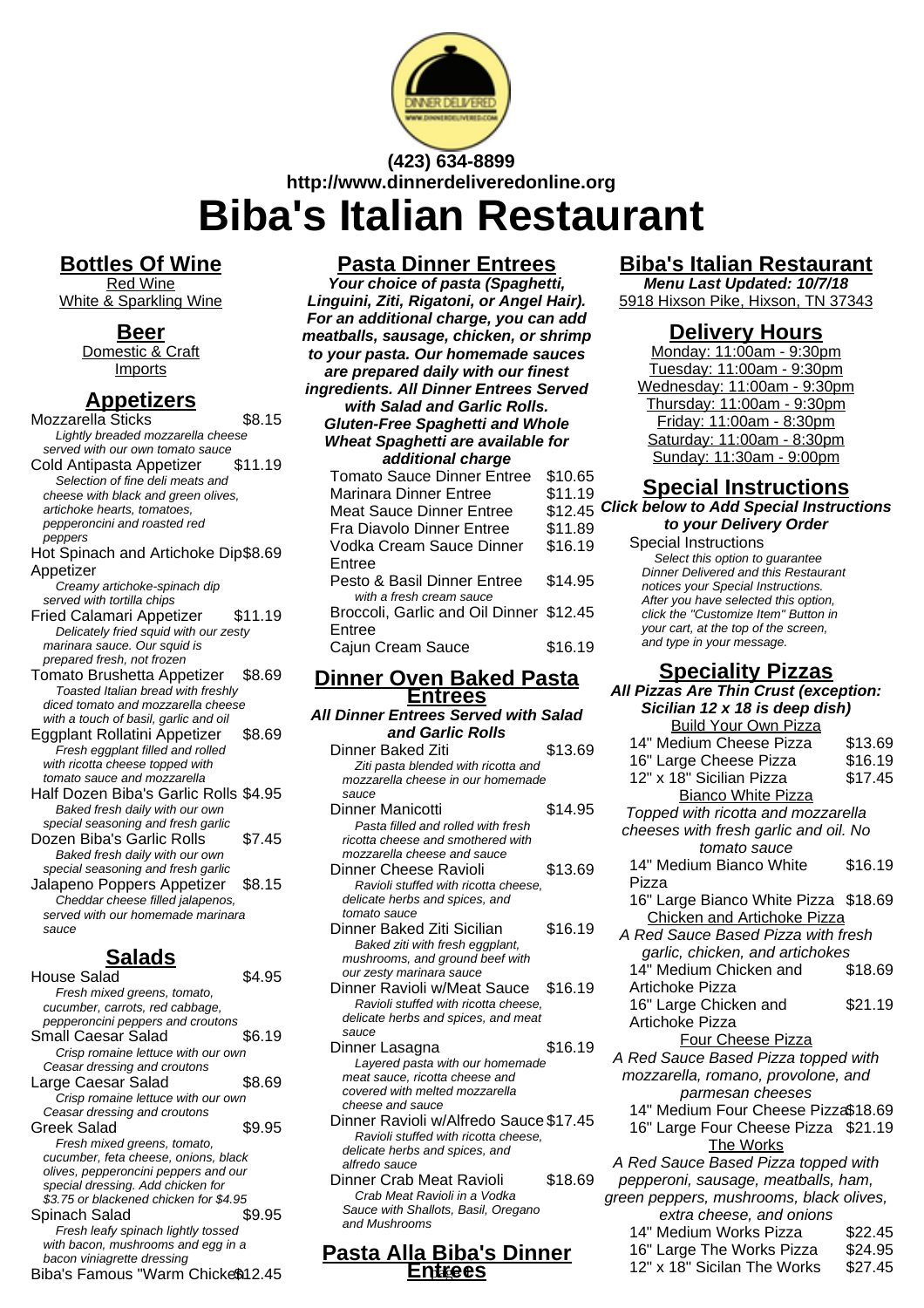(423) 634-8899
http://www.dinnerdeliveredonline.org

# Biba's Italian Restaurant

## Bottles Of Wine

Red Wine
White & Sparkling Wine

## Beer

Domestic & Craft
Imports

## Appetizers

Mozzarella Sticks $8.15
*Lightly breaded mozzarella cheese served with our own tomato sauce*

Cold Antipasta Appetizer $11.19
*Selection of fine deli meats and cheese with black and green olives, artichoke hearts, tomatoes, pepperoncini and roasted red peppers*

Hot Spinach and Artichoke Dip Appetizer $8.69
*Creamy artichoke-spinach dip served with tortilla chips*

Fried Calamari Appetizer $11.19
*Delicately fried squid with our zesty marinara sauce. Our squid is prepared fresh, not frozen*

Tomato Brushetta Appetizer $8.69
*Toasted Italian bread with freshly diced tomato and mozzarella cheese with a touch of basil, garlic and oil*

Eggplant Rollatini Appetizer $8.69
*Fresh eggplant filled and rolled with ricotta cheese topped with tomato sauce and mozzarella*

Half Dozen Biba's Garlic Rolls $4.95
*Baked fresh daily with our own special seasoning and fresh garlic*

Dozen Biba's Garlic Rolls $7.45
*Baked fresh daily with our own special seasoning and fresh garlic*

Jalapeno Poppers Appetizer $8.15
*Cheddar cheese filled jalapenos, served with our homemade marinara sauce*

## Salads

House Salad $4.95
*Fresh mixed greens, tomato, cucumber, carrots, red cabbage, pepperoncini peppers and croutons*

Small Caesar Salad $6.19
*Crisp romaine lettuce with our own Ceasar dressing and croutons*

Large Caesar Salad $8.69
*Crisp romaine lettuce with our own Ceasar dressing and croutons*

Greek Salad $9.95
*Fresh mixed greens, tomato, cucumber, feta cheese, onions, black olives, pepperoncini peppers and our special dressing. Add chicken for $3.75 or blackened chicken for $4.95*

Spinach Salad $9.95
*Fresh leafy spinach lightly tossed with bacon, mushrooms and egg in a bacon viniagrette dressing*

Biba's Famous "Warm Chicken $12.45

## Pasta Dinner Entrees

***Your choice of pasta (Spaghetti, Linguini, Ziti, Rigatoni, or Angel Hair). For an additional charge, you can add meatballs, sausage, chicken, or shrimp to your pasta. Our homemade sauces are prepared daily with our finest ingredients. All Dinner Entrees Served with Salad and Garlic Rolls. Gluten-Free Spaghetti and Whole Wheat Spaghetti are available for additional charge***

Tomato Sauce Dinner Entree $10.65

Marinara Dinner Entree $11.19

Meat Sauce Dinner Entree $12.45

Fra Diavolo Dinner Entree $11.89

Vodka Cream Sauce Dinner Entree $16.19

Pesto & Basil Dinner Entree $14.95
*with a fresh cream sauce*

Broccoli, Garlic and Oil Dinner Entree $12.45

Cajun Cream Sauce $16.19

## Dinner Oven Baked Pasta Entrees

***All Dinner Entrees Served with Salad and Garlic Rolls***

Dinner Baked Ziti $13.69
*Ziti pasta blended with ricotta and mozzarella cheese in our homemade sauce*

Dinner Manicotti $14.95
*Pasta filled and rolled with fresh ricotta cheese and smothered with mozzarella cheese and sauce*

Dinner Cheese Ravioli $13.69
*Ravioli stuffed with ricotta cheese, delicate herbs and spices, and tomato sauce*

Dinner Baked Ziti Sicilian $16.19
*Baked ziti with fresh eggplant, mushrooms, and ground beef with our zesty marinara sauce*

Dinner Ravioli w/Meat Sauce $16.19
*Ravioli stuffed with ricotta cheese, delicate herbs and spices, and meat sauce*

Dinner Lasagna $16.19
*Layered pasta with our homemade meat sauce, ricotta cheese and covered with melted mozzarella cheese and sauce*

Dinner Ravioli w/Alfredo Sauce $17.45
*Ravioli stuffed with ricotta cheese, delicate herbs and spices, and alfredo sauce*

Dinner Crab Meat Ravioli $18.69
*Crab Meat Ravioli in a Vodka Sauce with Shallots, Basil, Oregano and Mushrooms*

## Pasta Alla Biba's Dinner Entrees

## Biba's Italian Restaurant

***Menu Last Updated: 10/7/18***

5918 Hixson Pike, Hixson, TN 37343

## Delivery Hours

Monday: 11:00am - 9:30pm
Tuesday: 11:00am - 9:30pm
Wednesday: 11:00am - 9:30pm
Thursday: 11:00am - 9:30pm
Friday: 11:00am - 8:30pm
Saturday: 11:00am - 8:30pm
Sunday: 11:30am - 9:00pm

## Special Instructions

***Click below to Add Special Instructions to your Delivery Order***

Special Instructions
*Select this option to guarantee Dinner Delivered and this Restaurant notices your Special Instructions. After you have selected this option, click the "Customize Item" Button in your cart, at the top of the screen, and type in your message.*

## Speciality Pizzas

***All Pizzas Are Thin Crust (exception: Sicilian 12 x 18 is deep dish)***

### Build Your Own Pizza

14" Medium Cheese Pizza $13.69

16" Large Cheese Pizza $16.19

12" x 18" Sicilian Pizza $17.45

### Bianco White Pizza

*Topped with ricotta and mozzarella cheeses with fresh garlic and oil. No tomato sauce*

14" Medium Bianco White Pizza $16.19

16" Large Bianco White Pizza $18.69

### Chicken and Artichoke Pizza

*A Red Sauce Based Pizza with fresh garlic, chicken, and artichokes*

14" Medium Chicken and Artichoke Pizza $18.69

16" Large Chicken and Artichoke Pizza $21.19

### Four Cheese Pizza

*A Red Sauce Based Pizza topped with mozzarella, romano, provolone, and parmesan cheeses*

14" Medium Four Cheese Pizza $18.69

16" Large Four Cheese Pizza $21.19

### The Works

*A Red Sauce Based Pizza topped with pepperoni, sausage, meatballs, ham, green peppers, mushrooms, black olives, extra cheese, and onions*

14" Medium Works Pizza $22.45

16" Large The Works Pizza $24.95

12" x 18" Sicilan The Works $27.45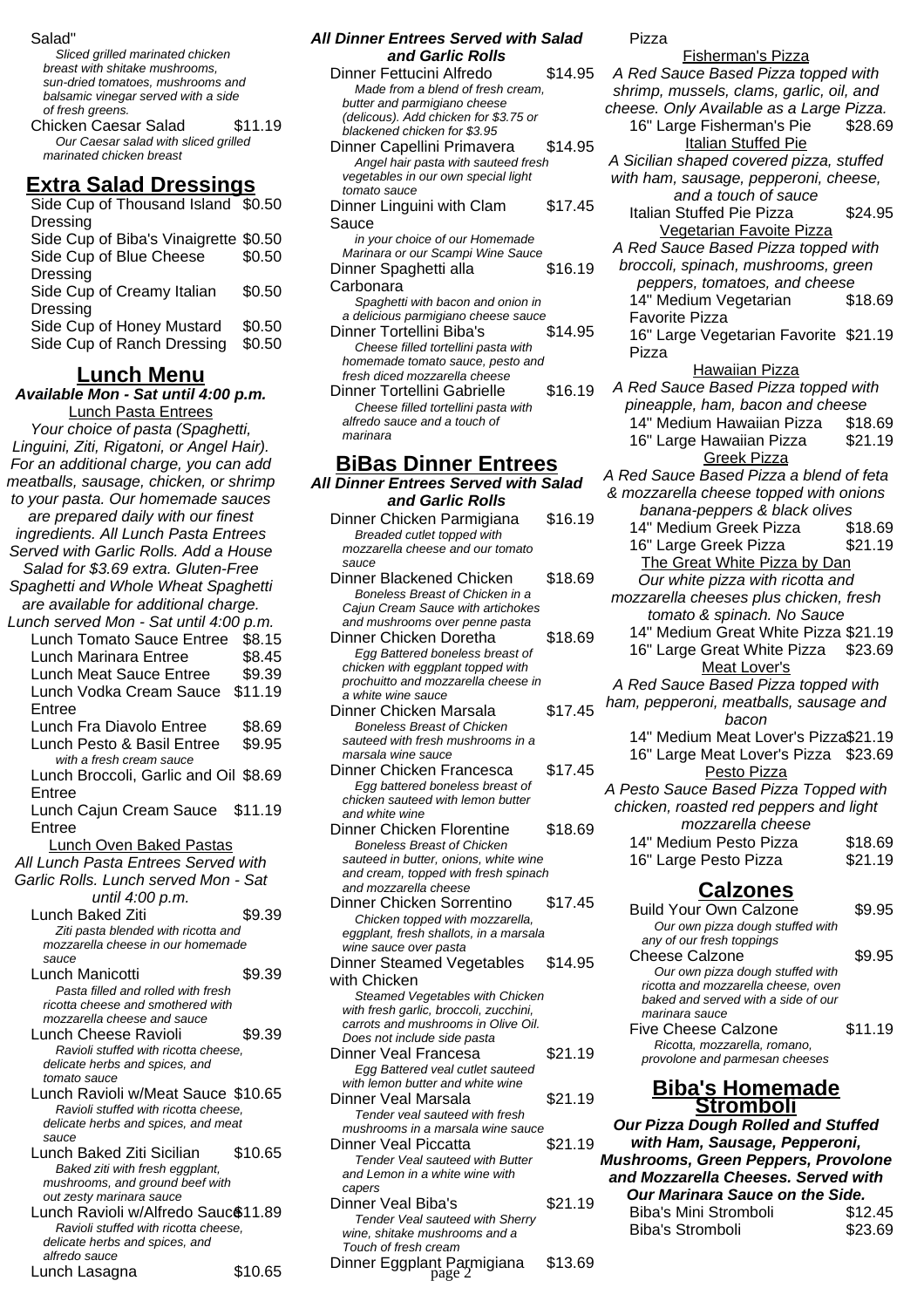Salad"

*Sliced grilled marinated chicken breast with shitake mushrooms, sun-dried tomatoes, mushrooms and balsamic vinegar served with a side of fresh greens.*

Chicken Caesar Salad $11.19

*Our Caesar salad with sliced grilled marinated chicken breast*

## Extra Salad Dressings

Side Cup of Thousand Island Dressing $0.50

Side Cup of Biba's Vinaigrette $0.50

Side Cup of Blue Cheese Dressing $0.50

Side Cup of Creamy Italian Dressing $0.50

Side Cup of Honey Mustard $0.50

Side Cup of Ranch Dressing $0.50

## Lunch Menu

**Available Mon - Sat until 4:00 p.m.**

Lunch Pasta Entrees

*Your choice of pasta (Spaghetti, Linguini, Ziti, Rigatoni, or Angel Hair). For an additional charge, you can add meatballs, sausage, chicken, or shrimp to your pasta. Our homemade sauces are prepared daily with our finest ingredients. All Lunch Pasta Entrees Served with Garlic Rolls. Add a House Salad for $3.69 extra. Gluten-Free Spaghetti and Whole Wheat Spaghetti are available for additional charge. Lunch served Mon - Sat until 4:00 p.m.*

Lunch Tomato Sauce Entree $8.15

Lunch Marinara Entree $8.45

Lunch Meat Sauce Entree $9.39

Lunch Vodka Cream Sauce Entree $11.19

Lunch Fra Diavolo Entree $8.69

Lunch Pesto & Basil Entree $9.95

*with a fresh cream sauce*

Lunch Broccoli, Garlic and Oil Entree $8.69

Lunch Cajun Cream Sauce Entree $11.19

Lunch Oven Baked Pastas

*All Lunch Pasta Entrees Served with Garlic Rolls. Lunch served Mon - Sat until 4:00 p.m.*

Lunch Baked Ziti $9.39

*Ziti pasta blended with ricotta and mozzarella cheese in our homemade sauce*

Lunch Manicotti $9.39

*Pasta filled and rolled with fresh ricotta cheese and smothered with mozzarella cheese and sauce*

Lunch Cheese Ravioli $9.39

*Ravioli stuffed with ricotta cheese, delicate herbs and spices, and tomato sauce*

Lunch Ravioli w/Meat Sauce $10.65

*Ravioli stuffed with ricotta cheese, delicate herbs and spices, and meat sauce*

Lunch Baked Ziti Sicilian $10.65

*Baked ziti with fresh eggplant, mushrooms, and ground beef with out zesty marinara sauce*

Lunch Ravioli w/Alfredo Sauce $11.89

*Ravioli stuffed with ricotta cheese, delicate herbs and spices, and alfredo sauce*

Lunch Lasagna $10.65

**All Dinner Entrees Served with Salad and Garlic Rolls**

Dinner Fettucini Alfredo $14.95

*Made from a blend of fresh cream, butter and parmigiano cheese (delicous). Add chicken for $3.75 or blackened chicken for $3.95*

Dinner Capellini Primavera $14.95

*Angel hair pasta with sauteed fresh vegetables in our own special light tomato sauce*

Dinner Linguini with Clam Sauce $17.45

*in your choice of our Homemade Marinara or our Scampi Wine Sauce*

Dinner Spaghetti alla Carbonara $16.19

*Spaghetti with bacon and onion in a delicious parmigiano cheese sauce*

Dinner Tortellini Biba's $14.95

*Cheese filled tortellini pasta with homemade tomato sauce, pesto and fresh diced mozzarella cheese*

Dinner Tortellini Gabrielle $16.19

*Cheese filled tortellini pasta with alfredo sauce and a touch of marinara*

## BiBas Dinner Entrees

**All Dinner Entrees Served with Salad and Garlic Rolls**

Dinner Chicken Parmigiana $16.19

*Breaded cutlet topped with mozzarella cheese and our tomato sauce*

Dinner Blackened Chicken $18.69

*Boneless Breast of Chicken in a Cajun Cream Sauce with artichokes and mushrooms over penne pasta*

Dinner Chicken Doretha $18.69

*Egg Battered boneless breast of chicken with eggplant topped with prochuitto and mozzarella cheese in a white wine sauce*

Dinner Chicken Marsala $17.45

*Boneless Breast of Chicken sauteed with fresh mushrooms in a marsala wine sauce*

Dinner Chicken Francesca $17.45

*Egg battered boneless breast of chicken sauteed with lemon butter and white wine*

Dinner Chicken Florentine $18.69

*Boneless Breast of Chicken sauteed in butter, onions, white wine and cream, topped with fresh spinach and mozzarella cheese*

Dinner Chicken Sorrentino $17.45

*Chicken topped with mozzarella, eggplant, fresh shallots, in a marsala wine sauce over pasta*

Dinner Steamed Vegetables with Chicken $14.95

*Steamed Vegetables with Chicken with fresh garlic, broccoli, zucchini, carrots and mushrooms in Olive Oil. Does not include side pasta*

Dinner Veal Francesa $21.19

*Egg Battered veal cutlet sauteed with lemon butter and white wine*

Dinner Veal Marsala $21.19

*Tender veal sauteed with fresh mushrooms in a marsala wine sauce*

Dinner Veal Piccatta $21.19

*Tender Veal sauteed with Butter and Lemon in a white wine with capers*

Dinner Veal Biba's $21.19

*Tender Veal sauteed with Sherry wine, shitake mushrooms and a Touch of fresh cream*

Dinner Eggplant Parmigiana $13.69

Pizza

Fisherman's Pizza

*A Red Sauce Based Pizza topped with shrimp, mussels, clams, garlic, oil, and cheese. Only Available as a Large Pizza.*

16" Large Fisherman's Pie $28.69

Italian Stuffed Pie

*A Sicilian shaped covered pizza, stuffed with ham, sausage, pepperoni, cheese, and a touch of sauce*

Italian Stuffed Pie Pizza $24.95

Vegetarian Favoite Pizza

*A Red Sauce Based Pizza topped with broccoli, spinach, mushrooms, green peppers, tomatoes, and cheese*

14" Medium Vegetarian Favorite Pizza $18.69

16" Large Vegetarian Favorite Pizza $21.19

Hawaiian Pizza

*A Red Sauce Based Pizza topped with pineapple, ham, bacon and cheese*

14" Medium Hawaiian Pizza $18.69

16" Large Hawaiian Pizza $21.19

Greek Pizza

*A Red Sauce Based Pizza a blend of feta & mozzarella cheese topped with onions banana-peppers & black olives*

14" Medium Greek Pizza $18.69

16" Large Greek Pizza $21.19

The Great White Pizza by Dan

*Our white pizza with ricotta and mozzarella cheeses plus chicken, fresh tomato & spinach. No Sauce*

14" Medium Great White Pizza $21.19

16" Large Great White Pizza $23.69

Meat Lover's

*A Red Sauce Based Pizza topped with ham, pepperoni, meatballs, sausage and bacon*

14" Medium Meat Lover's Pizza $21.19

16" Large Meat Lover's Pizza $23.69

Pesto Pizza

*A Pesto Sauce Based Pizza Topped with chicken, roasted red peppers and light mozzarella cheese*

14" Medium Pesto Pizza $18.69

16" Large Pesto Pizza $21.19

## Calzones

Build Your Own Calzone $9.95

*Our own pizza dough stuffed with any of our fresh toppings*

Cheese Calzone $9.95

*Our own pizza dough stuffed with ricotta and mozzarella cheese, oven baked and served with a side of our marinara sauce*

Five Cheese Calzone $11.19

*Ricotta, mozzarella, romano, provolone and parmesan cheeses*

## Biba's Homemade Stromboli

**Our Pizza Dough Rolled and Stuffed with Ham, Sausage, Pepperoni, Mushrooms, Green Peppers, Provolone and Mozzarella Cheeses. Served with Our Marinara Sauce on the Side.**

Biba's Mini Stromboli $12.45

Biba's Stromboli $23.69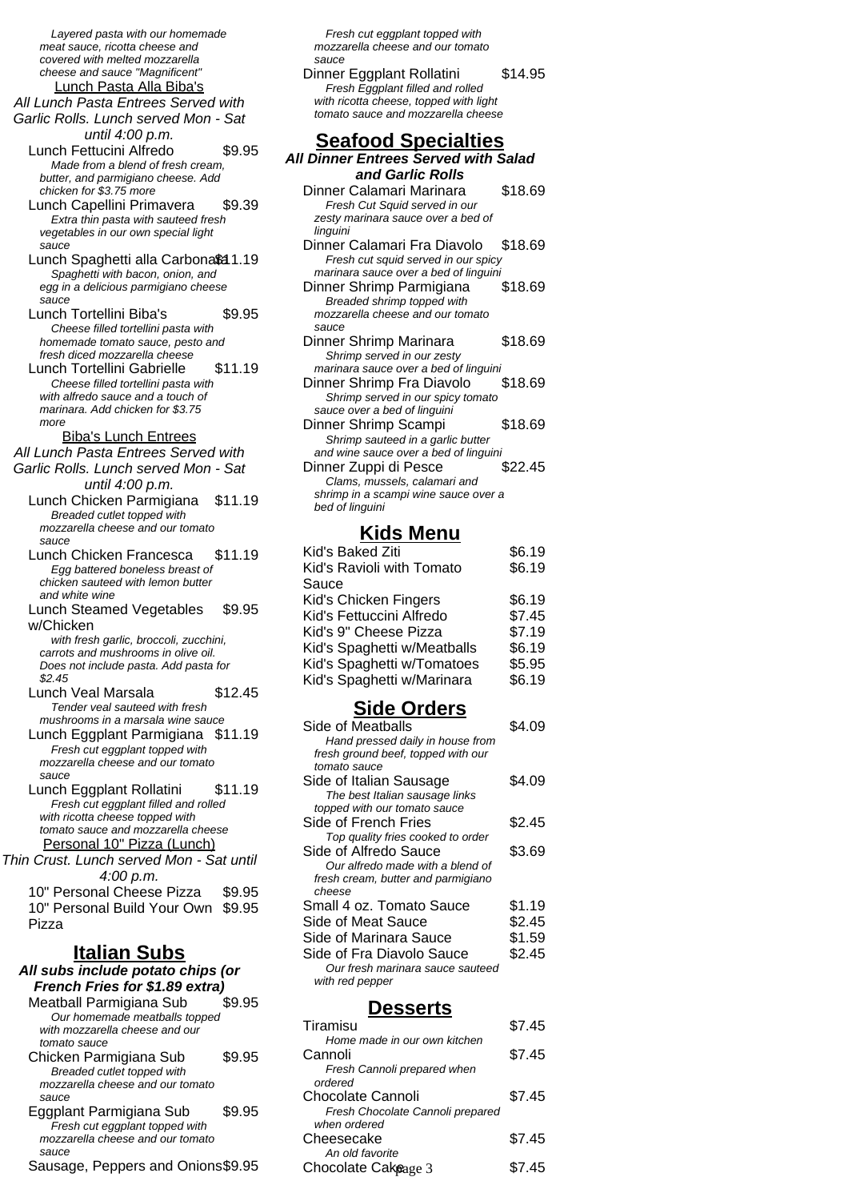Layered pasta with our homemade meat sauce, ricotta cheese and covered with melted mozzarella cheese and sauce "Magnificent"

### Lunch Pasta Alla Biba's

*All Lunch Pasta Entrees Served with Garlic Rolls. Lunch served Mon - Sat until 4:00 p.m.*

Lunch Fettucini Alfredo $9.95
*Made from a blend of fresh cream, butter, and parmigiano cheese. Add chicken for $3.75 more*

Lunch Capellini Primavera $9.39
*Extra thin pasta with sauteed fresh vegetables in our own special light sauce*

Lunch Spaghetti alla Carbonara $11.19
*Spaghetti with bacon, onion, and egg in a delicious parmigiano cheese sauce*

Lunch Tortellini Biba's $9.95
*Cheese filled tortellini pasta with homemade tomato sauce, pesto and fresh diced mozzarella cheese*

Lunch Tortellini Gabrielle $11.19
*Cheese filled tortellini pasta with with alfredo sauce and a touch of marinara. Add chicken for $3.75 more*

### Biba's Lunch Entrees

*All Lunch Pasta Entrees Served with Garlic Rolls. Lunch served Mon - Sat until 4:00 p.m.*

Lunch Chicken Parmigiana $11.19
*Breaded cutlet topped with mozzarella cheese and our tomato sauce*

Lunch Chicken Francesca $11.19
*Egg battered boneless breast of chicken sauteed with lemon butter and white wine*

Lunch Steamed Vegetables w/Chicken $9.95
*with fresh garlic, broccoli, zucchini, carrots and mushrooms in olive oil. Does not include pasta. Add pasta for $2.45*

Lunch Veal Marsala $12.45
*Tender veal sauteed with fresh mushrooms in a marsala wine sauce*

Lunch Eggplant Parmigiana $11.19
*Fresh cut eggplant topped with mozzarella cheese and our tomato sauce*

Lunch Eggplant Rollatini $11.19
*Fresh cut eggplant filled and rolled with ricotta cheese topped with tomato sauce and mozzarella cheese*

### Personal 10" Pizza (Lunch)

*Thin Crust. Lunch served Mon - Sat until 4:00 p.m.*

10" Personal Cheese Pizza $9.95

10" Personal Build Your Own Pizza $9.95

## Italian Subs

***All subs include potato chips (or French Fries for $1.89 extra)***

Meatball Parmigiana Sub $9.95
*Our homemade meatballs topped with mozzarella cheese and our tomato sauce*

Chicken Parmigiana Sub $9.95
*Breaded cutlet topped with mozzarella cheese and our tomato sauce*

Eggplant Parmigiana Sub $9.95
*Fresh cut eggplant topped with mozzarella cheese and our tomato sauce*

Sausage, Peppers and Onions $9.95

*Fresh cut eggplant topped with mozzarella cheese and our tomato sauce*

Dinner Eggplant Rollatini $14.95
*Fresh Eggplant filled and rolled with ricotta cheese, topped with light tomato sauce and mozzarella cheese*

## Seafood Specialties

***All Dinner Entrees Served with Salad and Garlic Rolls***

Dinner Calamari Marinara $18.69
*Fresh Cut Squid served in our zesty marinara sauce over a bed of linguini*

Dinner Calamari Fra Diavolo $18.69
*Fresh cut squid served in our spicy marinara sauce over a bed of linguini*

Dinner Shrimp Parmigiana $18.69
*Breaded shrimp topped with mozzarella cheese and our tomato sauce*

Dinner Shrimp Marinara $18.69
*Shrimp served in our zesty marinara sauce over a bed of linguini*

Dinner Shrimp Fra Diavolo $18.69
*Shrimp served in our spicy tomato sauce over a bed of linguini*

Dinner Shrimp Scampi $18.69
*Shrimp sauteed in a garlic butter and wine sauce over a bed of linguini*

Dinner Zuppi di Pesce $22.45
*Clams, mussels, calamari and shrimp in a scampi wine sauce over a bed of linguini*

## Kids Menu

Kid's Baked Ziti $6.19

Kid's Ravioli with Tomato Sauce $6.19

Kid's Chicken Fingers $6.19

Kid's Fettuccini Alfredo $7.45

Kid's 9" Cheese Pizza $7.19

Kid's Spaghetti w/Meatballs $6.19

Kid's Spaghetti w/Tomatoes $5.95

Kid's Spaghetti w/Marinara $6.19

## Side Orders

Side of Meatballs $4.09
*Hand pressed daily in house from fresh ground beef, topped with our tomato sauce*

Side of Italian Sausage $4.09
*The best Italian sausage links topped with our tomato sauce*

Side of French Fries $2.45
*Top quality fries cooked to order*

Side of Alfredo Sauce $3.69
*Our alfredo made with a blend of fresh cream, butter and parmigiano cheese*

Small 4 oz. Tomato Sauce $1.19

Side of Meat Sauce $2.45

Side of Marinara Sauce $1.59

Side of Fra Diavolo Sauce $2.45
*Our fresh marinara sauce sauteed with red pepper*

## Desserts

Tiramisu $7.45
*Home made in our own kitchen*

Cannoli $7.45
*Fresh Cannoli prepared when ordered*

Chocolate Cannoli $7.45
*Fresh Chocolate Cannoli prepared when ordered*

Cheesecake $7.45
*An old favorite*

Chocolate Cake $7.45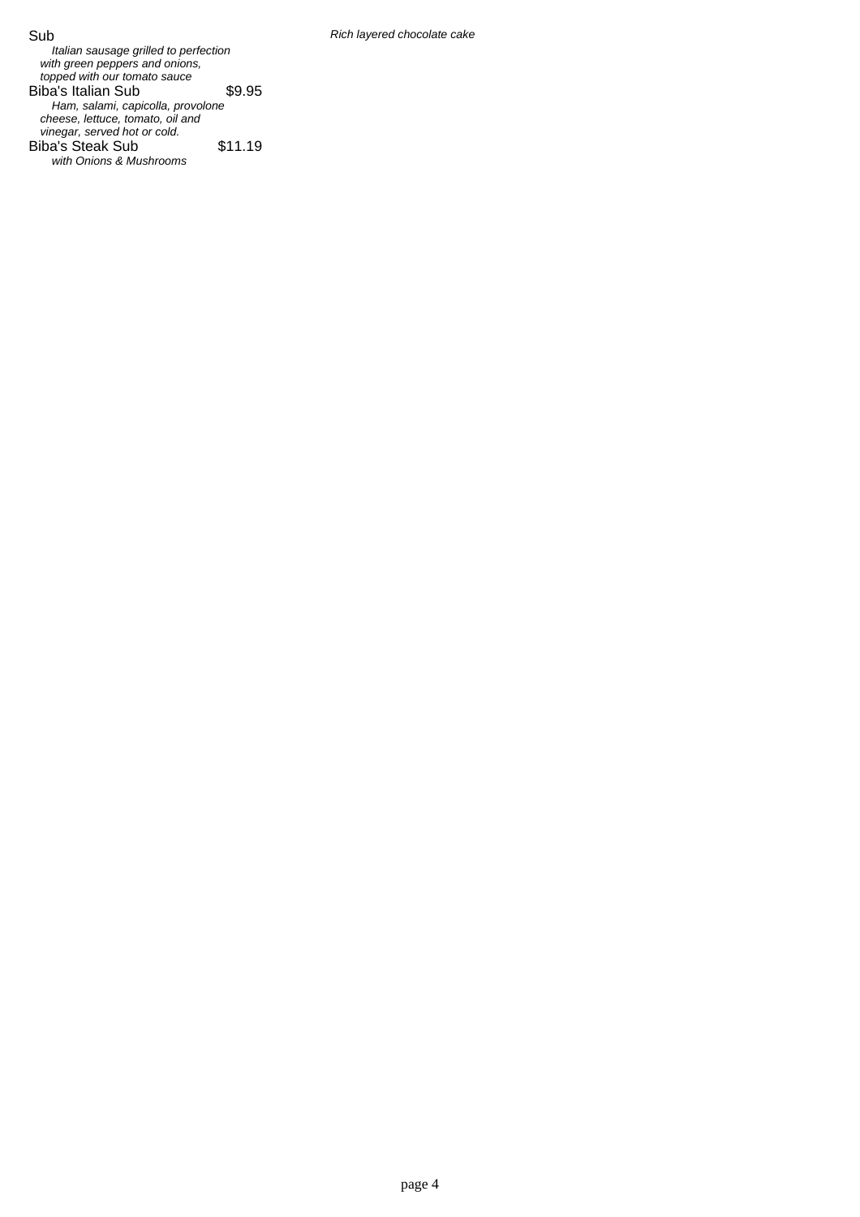Sub

*Italian sausage grilled to perfection with green peppers and onions, topped with our tomato sauce*

Biba's Italian Sub $9.95

*Ham, salami, capicolla, provolone cheese, lettuce, tomato, oil and vinegar, served hot or cold.*

Biba's Steak Sub $11.19

*with Onions & Mushrooms*

*Rich layered chocolate cake*